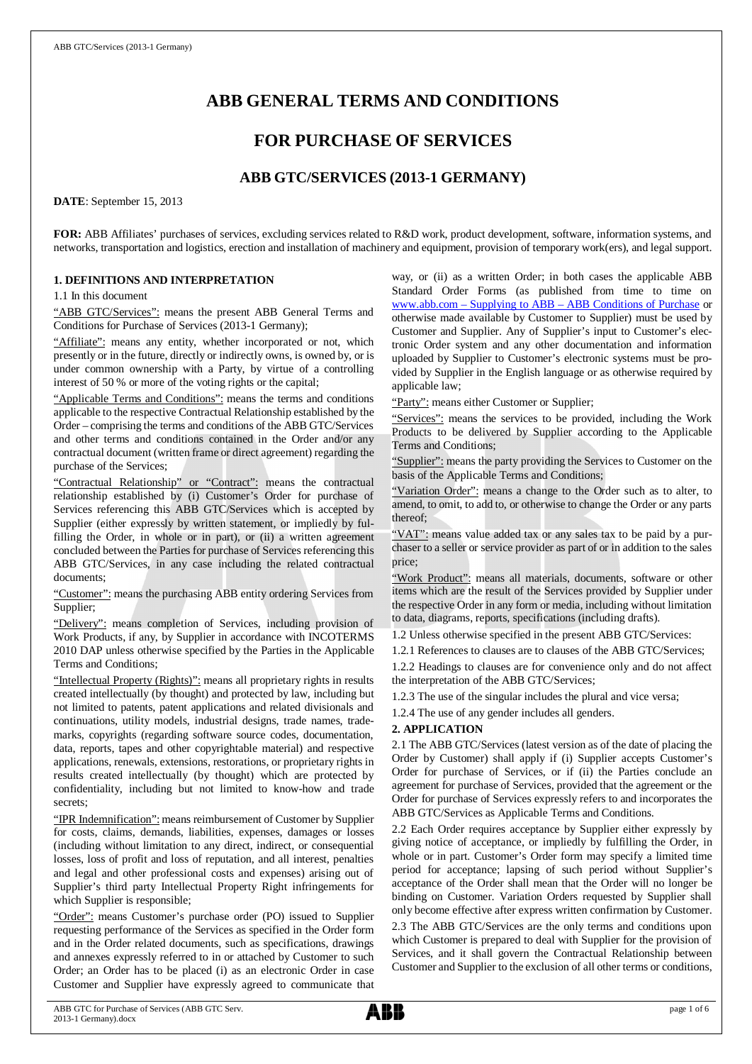# ABB GENERAL TERMS AND CONDITIONS

# FOR PURCHASE OF SERVICES

## ABB GTC/SERVICES (2013-1 GERMANY)

**DATE**: September 15, 2013

**FOR:** ABB Affiliates' purchases of services, excluding services related to R&D work, product development, software, information systems, and networks, transportation and logistics, erection and installation of machinery and equipment, provision of temporary work(ers), and legal support.

### 1. DEFINITIONS AND INTERPRETATION

1.1 In this document

"ABB GTC/Services": means the present ABB General Terms and Conditions for Purchase of Services (2013-1 Germany);

"Affiliate": means any entity, whether incorporated or not, which presently or in the future, directly or indirectly owns, is owned by, or is under common ownership with a Party, by virtue of a controlling interest of 50 % or more of the voting rights or the capital;

"Applicable Terms and Conditions": means the terms and conditions applicable to the respective Contractual Relationship established by the Order – comprising the terms and conditions of the ABB GTC/Services and other terms and conditions contained in the Order and/or any contractual document (written frame or direct agreement) regarding the purchase of the Services;

"Contractual Relationship" or "Contract": means the contractual relationship established by (i) Customer's Order for purchase of Services referencing this ABB GTC/Services which is accepted by Supplier (either expressly by written statement, or impliedly by fulfilling the Order, in whole or in part), or (ii) a written agreement concluded between the Parties for purchase of Services referencing this ABB GTC/Services, in any case including the related contractual documents;

"Customer": means the purchasing ABB entity ordering Services from Supplier;

"Delivery": means completion of Services, including provision of Work Products, if any, by Supplier in accordance with INCOTERMS 2010 DAP unless otherwise specified by the Parties in the Applicable Terms and Conditions;

"Intellectual Property (Rights)": means all proprietary rights in results created intellectually (by thought) and protected by law, including but not limited to patents, patent applications and related divisionals and continuations, utility models, industrial designs, trade names, trademarks, copyrights (regarding software source codes, documentation, data, reports, tapes and other copyrightable material) and respective applications, renewals, extensions, restorations, or proprietary rights in results created intellectually (by thought) which are protected by confidentiality, including but not limited to know-how and trade secrets;

"IPR Indemnification": means reimbursement of Customer by Supplier for costs, claims, demands, liabilities, expenses, damages or losses (including without limitation to any direct, indirect, or consequential losses, loss of profit and loss of reputation, and all interest, penalties and legal and other professional costs and expenses) arising out of Supplier's third party Intellectual Property Right infringements for which Supplier is responsible;

"Order": means Customer's purchase order (PO) issued to Supplier requesting performance of the Services as specified in the Order form and in the Order related documents, such as specifications, drawings and annexes expressly referred to in or attached by Customer to such Order; an Order has to be placed (i) as an electronic Order in case Customer and Supplier have expressly agreed to communicate that way, or (ii) as a written Order; in both cases the applicable ABB Standard Order Forms (as published from time to time on www.abb.com – Supplying to ABB – ABB Conditions of Purchase or otherwise made available by Customer to Supplier) must be used by Customer and Supplier. Any of Supplier's input to Customer's electronic Order system and any other documentation and information uploaded by Supplier to Customer's electronic systems must be provided by Supplier in the English language or as otherwise required by applicable law;

"Party": means either Customer or Supplier;

"Services": means the services to be provided, including the Work Products to be delivered by Supplier according to the Applicable Terms and Conditions;

"Supplier": means the party providing the Services to Customer on the basis of the Applicable Terms and Conditions;

"Variation Order": means a change to the Order such as to alter, to amend, to omit, to add to, or otherwise to change the Order or any parts thereof;

"VAT": means value added tax or any sales tax to be paid by a purchaser to a seller or service provider as part of or in addition to the sales price;

"Work Product": means all materials, documents, software or other items which are the result of the Services provided by Supplier under the respective Order in any form or media, including without limitation to data, diagrams, reports, specifications (including drafts).

1.2 Unless otherwise specified in the present ABB GTC/Services:

1.2.1 References to clauses are to clauses of the ABB GTC/Services;

1.2.2 Headings to clauses are for convenience only and do not affect the interpretation of the ABB GTC/Services;

1.2.3 The use of the singular includes the plural and vice versa;

1.2.4 The use of any gender includes all genders.

### 2. APPLICATION

2.1 The ABB GTC/Services (latest version as of the date of placing the Order by Customer) shall apply if (i) Supplier accepts Customer's Order for purchase of Services, or if (ii) the Parties conclude an agreement for purchase of Services, provided that the agreement or the Order for purchase of Services expressly refers to and incorporates the ABB GTC/Services as Applicable Terms and Conditions.

2.2 Each Order requires acceptance by Supplier either expressly by giving notice of acceptance, or impliedly by fulfilling the Order, in whole or in part. Customer's Order form may specify a limited time period for acceptance; lapsing of such period without Supplier's acceptance of the Order shall mean that the Order will no longer be binding on Customer. Variation Orders requested by Supplier shall only become effective after express written confirmation by Customer.

2.3 The ABB GTC/Services are the only terms and conditions upon which Customer is prepared to deal with Supplier for the provision of Services, and it shall govern the Contractual Relationship between Customer and Supplier to the exclusion of all other terms or conditions,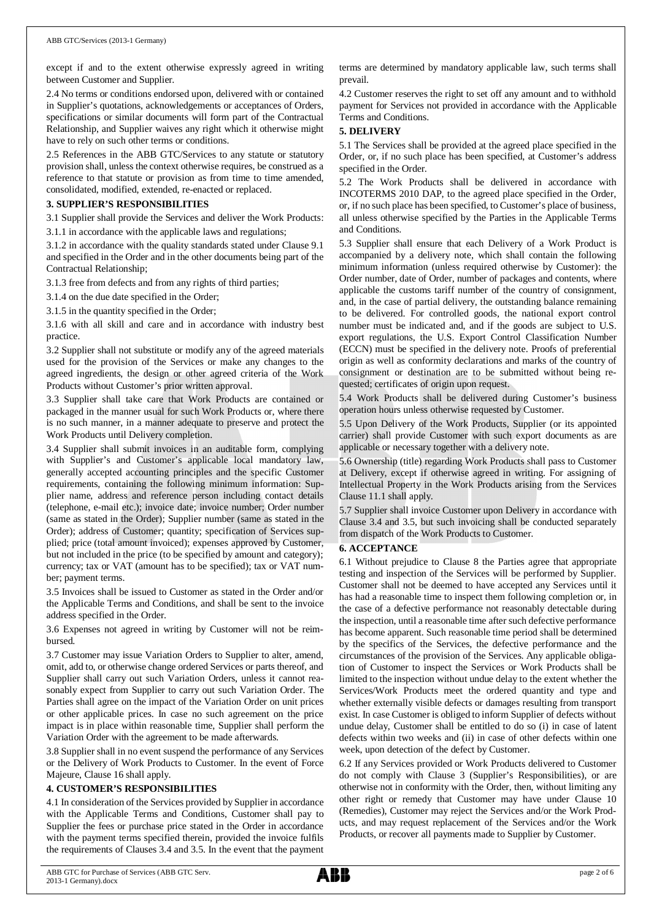except if and to the extent otherwise expressly agreed in writing between Customer and Supplier.

2.4 No terms or conditions endorsed upon, delivered with or contained in Supplier's quotations, acknowledgements or acceptances of Orders, specifications or similar documents will form part of the Contractual Relationship, and Supplier waives any right which it otherwise might have to rely on such other terms or conditions.

2.5 References in the ABB GTC/Services to any statute or statutory provision shall, unless the context otherwise requires, be construed as a reference to that statute or provision as from time to time amended, consolidated, modified, extended, re-enacted or replaced.

**3. SUPPLIER'S RESPONSIBILITIES**

3.1 Supplier shall provide the Services and deliver the Work Products:

3.1.1 in accordance with the applicable laws and regulations;

3.1.2 in accordance with the quality standards stated under Clause 9.1 and specified in the Order and in the other documents being part of the Contractual Relationship;

3.1.3 free from defects and from any rights of third parties;

3.1.4 on the due date specified in the Order;

3.1.5 in the quantity specified in the Order;

3.1.6 with all skill and care and in accordance with industry best practice.

3.2 Supplier shall not substitute or modify any of the agreed materials used for the provision of the Services or make any changes to the agreed ingredients, the design or other agreed criteria of the Work Products without Customer's prior written approval.

3.3 Supplier shall take care that Work Products are contained or packaged in the manner usual for such Work Products or, where there is no such manner, in a manner adequate to preserve and protect the Work Products until Delivery completion.

3.4 Supplier shall submit invoices in an auditable form, complying with Supplier's and Customer's applicable local mandatory law, generally accepted accounting principles and the specific Customer requirements, containing the following minimum information: Supplier name, address and reference person including contact details (telephone, e-mail etc.); invoice date; invoice number; Order number (same as stated in the Order); Supplier number (same as stated in the Order); address of Customer; quantity; specification of Services supplied; price (total amount invoiced); expenses approved by Customer, but not included in the price (to be specified by amount and category); currency; tax or VAT (amount has to be specified); tax or VAT number; payment terms.

3.5 Invoices shall be issued to Customer as stated in the Order and/or the Applicable Terms and Conditions, and shall be sent to the invoice address specified in the Order.

3.6 Expenses not agreed in writing by Customer will not be reimbursed.

3.7 Customer may issue Variation Orders to Supplier to alter, amend, omit, add to, or otherwise change ordered Services or parts thereof, and Supplier shall carry out such Variation Orders, unless it cannot reasonably expect from Supplier to carry out such Variation Order. The Parties shall agree on the impact of the Variation Order on unit prices or other applicable prices. In case no such agreement on the price impact is in place within reasonable time, Supplier shall perform the Variation Order with the agreement to be made afterwards.

3.8 Supplier shall in no event suspend the performance of any Services or the Delivery of Work Products to Customer. In the event of Force Majeure, Clause 16 shall apply.

**4. CUSTOMER'S RESPONSIBILITIES**

4.1 In consideration of the Services provided by Supplier in accordance with the Applicable Terms and Conditions, Customer shall pay to Supplier the fees or purchase price stated in the Order in accordance with the payment terms specified therein, provided the invoice fulfils the requirements of Clauses 3.4 and 3.5. In the event that the payment terms are determined by mandatory applicable law, such terms shall prevail.

4.2 Customer reserves the right to set off any amount and to withhold payment for Services not provided in accordance with the Applicable Terms and Conditions.

**5. DELIVERY**

5.1 The Services shall be provided at the agreed place specified in the Order, or, if no such place has been specified, at Customer's address specified in the Order.

5.2 The Work Products shall be delivered in accordance with INCOTERMS 2010 DAP, to the agreed place specified in the Order, or, if no such place has been specified, to Customer's place of business, all unless otherwise specified by the Parties in the Applicable Terms and Conditions.

5.3 Supplier shall ensure that each Delivery of a Work Product is accompanied by a delivery note, which shall contain the following minimum information (unless required otherwise by Customer): the Order number, date of Order, number of packages and contents, where applicable the customs tariff number of the country of consignment, and, in the case of partial delivery, the outstanding balance remaining to be delivered. For controlled goods, the national export control number must be indicated and, and if the goods are subject to U.S. export regulations, the U.S. Export Control Classification Number (ECCN) must be specified in the delivery note. Proofs of preferential origin as well as conformity declarations and marks of the country of consignment or destination are to be submitted without being requested; certificates of origin upon request.

5.4 Work Products shall be delivered during Customer's business operation hours unless otherwise requested by Customer.

5.5 Upon Delivery of the Work Products, Supplier (or its appointed carrier) shall provide Customer with such export documents as are applicable or necessary together with a delivery note.

5.6 Ownership (title) regarding Work Products shall pass to Customer at Delivery, except if otherwise agreed in writing. For assigning of Intellectual Property in the Work Products arising from the Services Clause 11.1 shall apply.

5.7 Supplier shall invoice Customer upon Delivery in accordance with Clause 3.4 and 3.5, but such invoicing shall be conducted separately from dispatch of the Work Products to Customer.

**6. ACCEPTANCE**

6.1 Without prejudice to Clause 8 the Parties agree that appropriate testing and inspection of the Services will be performed by Supplier. Customer shall not be deemed to have accepted any Services until it has had a reasonable time to inspect them following completion or, in the case of a defective performance not reasonably detectable during the inspection, until a reasonable time after such defective performance has become apparent. Such reasonable time period shall be determined by the specifics of the Services, the defective performance and the circumstances of the provision of the Services. Any applicable obligation of Customer to inspect the Services or Work Products shall be limited to the inspection without undue delay to the extent whether the Services/Work Products meet the ordered quantity and type and whether externally visible defects or damages resulting from transport exist. In case Customer is obliged to inform Supplier of defects without undue delay, Customer shall be entitled to do so (i) in case of latent defects within two weeks and (ii) in case of other defects within one week, upon detection of the defect by Customer.

6.2 If any Services provided or Work Products delivered to Customer do not comply with Clause 3 (Supplier's Responsibilities), or are otherwise not in conformity with the Order, then, without limiting any other right or remedy that Customer may have under Clause 10 (Remedies), Customer may reject the Services and/or the Work Products, and may request replacement of the Services and/or the Work Products, or recover all payments made to Supplier by Customer.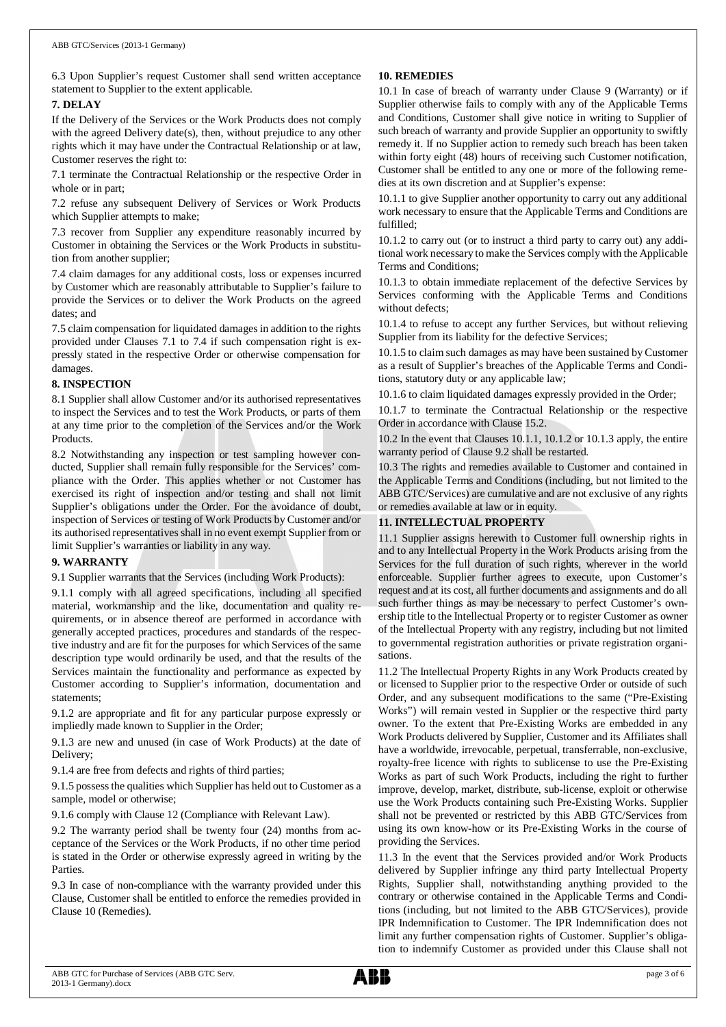6.3 Upon Supplier's request Customer shall send written acceptance statement to Supplier to the extent applicable.

## 7. DELAY

If the Delivery of the Services or the Work Products does not comply with the agreed Delivery date(s), then, without prejudice to any other rights which it may have under the Contractual Relationship or at law, Customer reserves the right to:

7.1 terminate the Contractual Relationship or the respective Order in whole or in part;

7.2 refuse any subsequent Delivery of Services or Work Products which Supplier attempts to make;

7.3 recover from Supplier any expenditure reasonably incurred by Customer in obtaining the Services or the Work Products in substitution from another supplier;

7.4 claim damages for any additional costs, loss or expenses incurred by Customer which are reasonably attributable to Supplier's failure to provide the Services or to deliver the Work Products on the agreed dates; and

7.5 claim compensation for liquidated damages in addition to the rights provided under Clauses 7.1 to 7.4 if such compensation right is expressly stated in the respective Order or otherwise compensation for damages.

## 8. INSPECTION

8.1 Supplier shall allow Customer and/or its authorised representatives to inspect the Services and to test the Work Products, or parts of them at any time prior to the completion of the Services and/or the Work Products.

8.2 Notwithstanding any inspection or test sampling however conducted, Supplier shall remain fully responsible for the Services' compliance with the Order. This applies whether or not Customer has exercised its right of inspection and/or testing and shall not limit Supplier's obligations under the Order. For the avoidance of doubt, inspection of Services or testing of Work Products by Customer and/or its authorised representatives shall in no event exempt Supplier from or limit Supplier's warranties or liability in any way.

## 9. WARRANTY

9.1 Supplier warrants that the Services (including Work Products):

9.1.1 comply with all agreed specifications, including all specified material, workmanship and the like, documentation and quality requirements, or in absence thereof are performed in accordance with generally accepted practices, procedures and standards of the respective industry and are fit for the purposes for which Services of the same description type would ordinarily be used, and that the results of the Services maintain the functionality and performance as expected by Customer according to Supplier's information, documentation and statements;

9.1.2 are appropriate and fit for any particular purpose expressly or impliedly made known to Supplier in the Order;

9.1.3 are new and unused (in case of Work Products) at the date of Delivery;

9.1.4 are free from defects and rights of third parties;

9.1.5 possess the qualities which Supplier has held out to Customer as a sample, model or otherwise;

9.1.6 comply with Clause 12 (Compliance with Relevant Law).

9.2 The warranty period shall be twenty four (24) months from acceptance of the Services or the Work Products, if no other time period is stated in the Order or otherwise expressly agreed in writing by the Parties.

9.3 In case of non-compliance with the warranty provided under this Clause, Customer shall be entitled to enforce the remedies provided in Clause 10 (Remedies).

## 10. REMEDIES

10.1 In case of breach of warranty under Clause 9 (Warranty) or if Supplier otherwise fails to comply with any of the Applicable Terms and Conditions, Customer shall give notice in writing to Supplier of such breach of warranty and provide Supplier an opportunity to swiftly remedy it. If no Supplier action to remedy such breach has been taken within forty eight (48) hours of receiving such Customer notification, Customer shall be entitled to any one or more of the following remedies at its own discretion and at Supplier's expense:

10.1.1 to give Supplier another opportunity to carry out any additional work necessary to ensure that the Applicable Terms and Conditions are fulfilled;

10.1.2 to carry out (or to instruct a third party to carry out) any additional work necessary to make the Services comply with the Applicable Terms and Conditions;

10.1.3 to obtain immediate replacement of the defective Services by Services conforming with the Applicable Terms and Conditions without defects;

10.1.4 to refuse to accept any further Services, but without relieving Supplier from its liability for the defective Services;

10.1.5 to claim such damages as may have been sustained by Customer as a result of Supplier's breaches of the Applicable Terms and Conditions, statutory duty or any applicable law;

10.1.6 to claim liquidated damages expressly provided in the Order;

10.1.7 to terminate the Contractual Relationship or the respective Order in accordance with Clause 15.2.

10.2 In the event that Clauses 10.1.1, 10.1.2 or 10.1.3 apply, the entire warranty period of Clause 9.2 shall be restarted.

10.3 The rights and remedies available to Customer and contained in the Applicable Terms and Conditions (including, but not limited to the ABB GTC/Services) are cumulative and are not exclusive of any rights or remedies available at law or in equity.

## 11. INTELLECTUAL PROPERTY

11.1 Supplier assigns herewith to Customer full ownership rights in and to any Intellectual Property in the Work Products arising from the Services for the full duration of such rights, wherever in the world enforceable. Supplier further agrees to execute, upon Customer's request and at its cost, all further documents and assignments and do all such further things as may be necessary to perfect Customer's ownership title to the Intellectual Property or to register Customer as owner of the Intellectual Property with any registry, including but not limited to governmental registration authorities or private registration organisations.

11.2 The Intellectual Property Rights in any Work Products created by or licensed to Supplier prior to the respective Order or outside of such Order, and any subsequent modifications to the same ("Pre-Existing Works") will remain vested in Supplier or the respective third party owner. To the extent that Pre-Existing Works are embedded in any Work Products delivered by Supplier, Customer and its Affiliates shall have a worldwide, irrevocable, perpetual, transferrable, non-exclusive, royalty-free licence with rights to sublicense to use the Pre-Existing Works as part of such Work Products, including the right to further improve, develop, market, distribute, sub-license, exploit or otherwise use the Work Products containing such Pre-Existing Works. Supplier shall not be prevented or restricted by this ABB GTC/Services from using its own know-how or its Pre-Existing Works in the course of providing the Services.

11.3 In the event that the Services provided and/or Work Products delivered by Supplier infringe any third party Intellectual Property Rights, Supplier shall, notwithstanding anything provided to the contrary or otherwise contained in the Applicable Terms and Conditions (including, but not limited to the ABB GTC/Services), provide IPR Indemnification to Customer. The IPR Indemnification does not limit any further compensation rights of Customer. Supplier's obligation to indemnify Customer as provided under this Clause shall not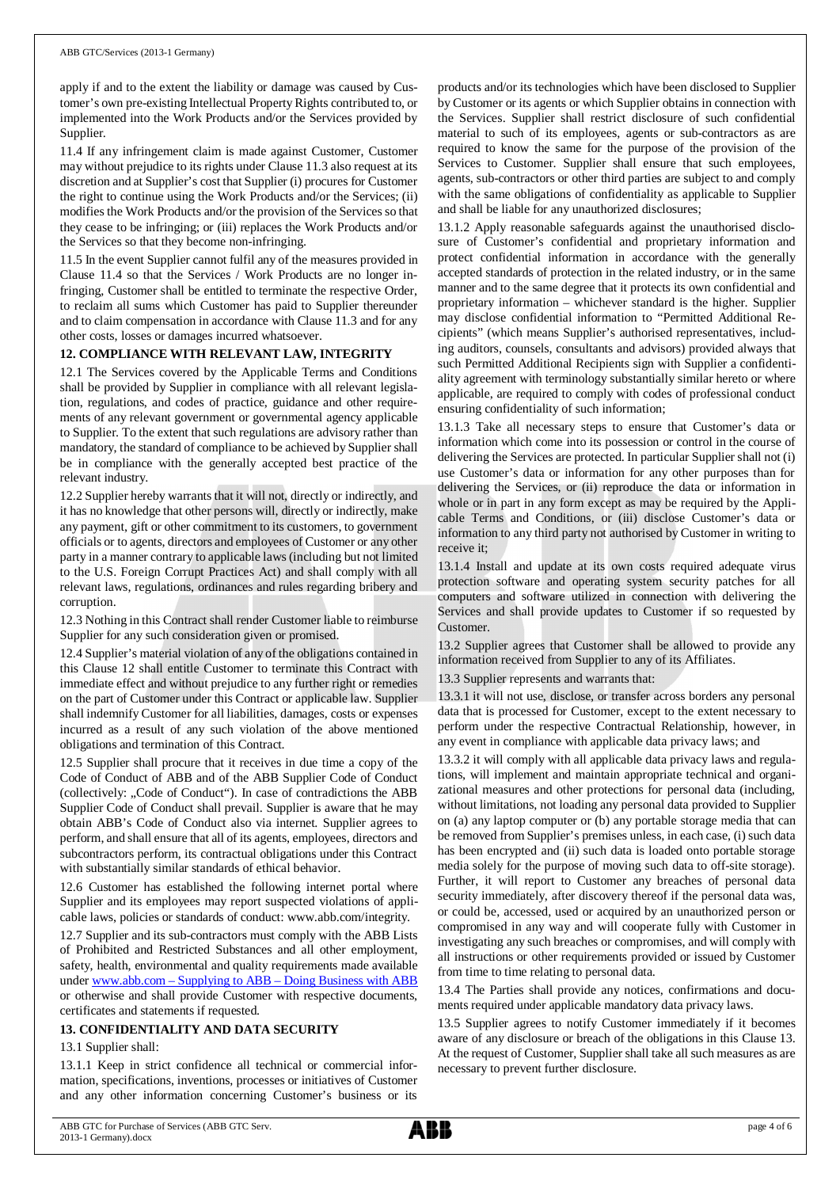apply if and to the extent the liability or damage was caused by Customer's own pre-existing Intellectual Property Rights contributed to, or implemented into the Work Products and/or the Services provided by Supplier.

11.4 If any infringement claim is made against Customer, Customer may without prejudice to its rights under Clause 11.3 also request at its discretion and at Supplier's cost that Supplier (i) procures for Customer the right to continue using the Work Products and/or the Services; (ii) modifies the Work Products and/or the provision of the Services so that they cease to be infringing; or (iii) replaces the Work Products and/or the Services so that they become non-infringing.

11.5 In the event Supplier cannot fulfil any of the measures provided in Clause 11.4 so that the Services / Work Products are no longer infringing, Customer shall be entitled to terminate the respective Order, to reclaim all sums which Customer has paid to Supplier thereunder and to claim compensation in accordance with Clause 11.3 and for any other costs, losses or damages incurred whatsoever.

## 12. COMPLIANCE WITH RELEVANT LAW, INTEGRITY

12.1 The Services covered by the Applicable Terms and Conditions shall be provided by Supplier in compliance with all relevant legislation, regulations, and codes of practice, guidance and other requirements of any relevant government or governmental agency applicable to Supplier. To the extent that such regulations are advisory rather than mandatory, the standard of compliance to be achieved by Supplier shall be in compliance with the generally accepted best practice of the relevant industry.

12.2 Supplier hereby warrants that it will not, directly or indirectly, and it has no knowledge that other persons will, directly or indirectly, make any payment, gift or other commitment to its customers, to government officials or to agents, directors and employees of Customer or any other party in a manner contrary to applicable laws (including but not limited to the U.S. Foreign Corrupt Practices Act) and shall comply with all relevant laws, regulations, ordinances and rules regarding bribery and corruption.

12.3 Nothing in this Contract shall render Customer liable to reimburse Supplier for any such consideration given or promised.

12.4 Supplier's material violation of any of the obligations contained in this Clause 12 shall entitle Customer to terminate this Contract with immediate effect and without prejudice to any further right or remedies on the part of Customer under this Contract or applicable law. Supplier shall indemnify Customer for all liabilities, damages, costs or expenses incurred as a result of any such violation of the above mentioned obligations and termination of this Contract.

12.5 Supplier shall procure that it receives in due time a copy of the Code of Conduct of ABB and of the ABB Supplier Code of Conduct (collectively: „Code of Conduct"). In case of contradictions the ABB Supplier Code of Conduct shall prevail. Supplier is aware that he may obtain ABB's Code of Conduct also via internet. Supplier agrees to perform, and shall ensure that all of its agents, employees, directors and subcontractors perform, its contractual obligations under this Contract with substantially similar standards of ethical behavior.

12.6 Customer has established the following internet portal where Supplier and its employees may report suspected violations of applicable laws, policies or standards of conduct: www.abb.com/integrity.

12.7 Supplier and its sub-contractors must comply with the ABB Lists of Prohibited and Restricted Substances and all other employment, safety, health, environmental and quality requirements made available under www.abb.com – Supplying to ABB – Doing Business with ABB or otherwise and shall provide Customer with respective documents, certificates and statements if requested.

## 13. CONFIDENTIALITY AND DATA SECURITY

13.1 Supplier shall:

13.1.1 Keep in strict confidence all technical or commercial information, specifications, inventions, processes or initiatives of Customer and any other information concerning Customer's business or its products and/or its technologies which have been disclosed to Supplier by Customer or its agents or which Supplier obtains in connection with the Services. Supplier shall restrict disclosure of such confidential material to such of its employees, agents or sub-contractors as are required to know the same for the purpose of the provision of the Services to Customer. Supplier shall ensure that such employees, agents, sub-contractors or other third parties are subject to and comply with the same obligations of confidentiality as applicable to Supplier and shall be liable for any unauthorized disclosures;

13.1.2 Apply reasonable safeguards against the unauthorised disclosure of Customer's confidential and proprietary information and protect confidential information in accordance with the generally accepted standards of protection in the related industry, or in the same manner and to the same degree that it protects its own confidential and proprietary information – whichever standard is the higher. Supplier may disclose confidential information to "Permitted Additional Recipients" (which means Supplier's authorised representatives, including auditors, counsels, consultants and advisors) provided always that such Permitted Additional Recipients sign with Supplier a confidentiality agreement with terminology substantially similar hereto or where applicable, are required to comply with codes of professional conduct ensuring confidentiality of such information;

13.1.3 Take all necessary steps to ensure that Customer's data or information which come into its possession or control in the course of delivering the Services are protected. In particular Supplier shall not (i) use Customer's data or information for any other purposes than for delivering the Services, or (ii) reproduce the data or information in whole or in part in any form except as may be required by the Applicable Terms and Conditions, or (iii) disclose Customer's data or information to any third party not authorised by Customer in writing to receive it;

13.1.4 Install and update at its own costs required adequate virus protection software and operating system security patches for all computers and software utilized in connection with delivering the Services and shall provide updates to Customer if so requested by Customer.

13.2 Supplier agrees that Customer shall be allowed to provide any information received from Supplier to any of its Affiliates.

13.3 Supplier represents and warrants that:

13.3.1 it will not use, disclose, or transfer across borders any personal data that is processed for Customer, except to the extent necessary to perform under the respective Contractual Relationship, however, in any event in compliance with applicable data privacy laws; and

13.3.2 it will comply with all applicable data privacy laws and regulations, will implement and maintain appropriate technical and organizational measures and other protections for personal data (including, without limitations, not loading any personal data provided to Supplier on (a) any laptop computer or (b) any portable storage media that can be removed from Supplier's premises unless, in each case, (i) such data has been encrypted and (ii) such data is loaded onto portable storage media solely for the purpose of moving such data to off-site storage). Further, it will report to Customer any breaches of personal data security immediately, after discovery thereof if the personal data was, or could be, accessed, used or acquired by an unauthorized person or compromised in any way and will cooperate fully with Customer in investigating any such breaches or compromises, and will comply with all instructions or other requirements provided or issued by Customer from time to time relating to personal data.

13.4 The Parties shall provide any notices, confirmations and documents required under applicable mandatory data privacy laws.

13.5 Supplier agrees to notify Customer immediately if it becomes aware of any disclosure or breach of the obligations in this Clause 13. At the request of Customer, Supplier shall take all such measures as are necessary to prevent further disclosure.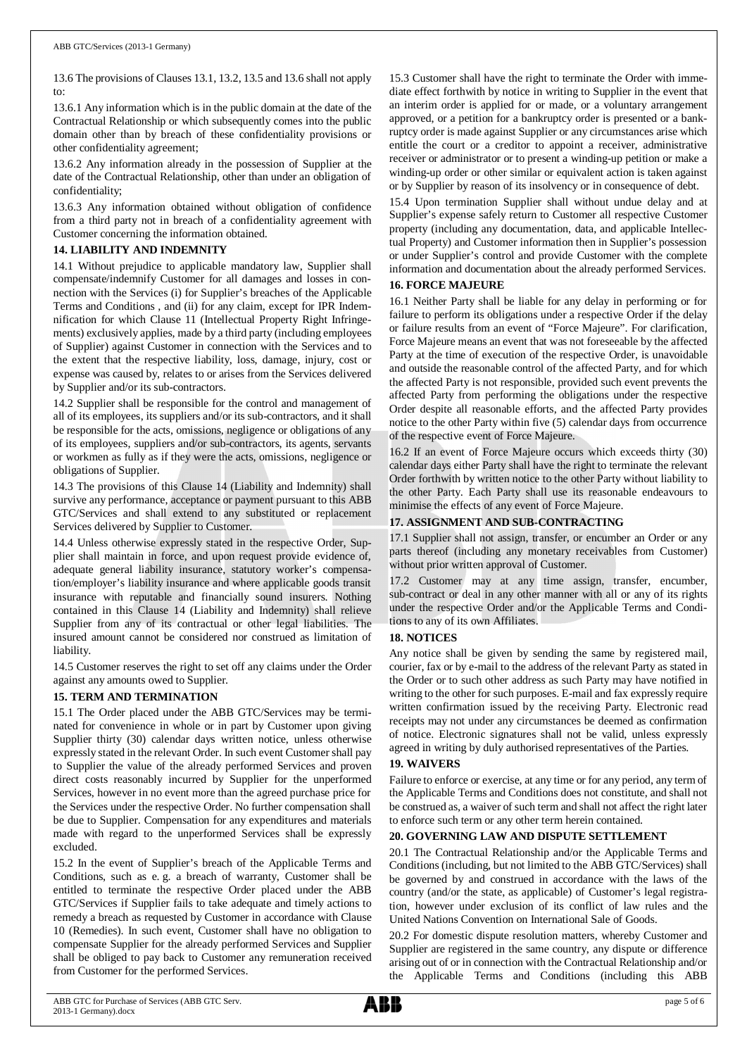13.6 The provisions of Clauses 13.1, 13.2, 13.5 and 13.6 shall not apply to:

13.6.1 Any information which is in the public domain at the date of the Contractual Relationship or which subsequently comes into the public domain other than by breach of these confidentiality provisions or other confidentiality agreement;

13.6.2 Any information already in the possession of Supplier at the date of the Contractual Relationship, other than under an obligation of confidentiality;

13.6.3 Any information obtained without obligation of confidence from a third party not in breach of a confidentiality agreement with Customer concerning the information obtained.

## 14. LIABILITY AND INDEMNITY

14.1 Without prejudice to applicable mandatory law, Supplier shall compensate/indemnify Customer for all damages and losses in connection with the Services (i) for Supplier's breaches of the Applicable Terms and Conditions , and (ii) for any claim, except for IPR Indemnification for which Clause 11 (Intellectual Property Right Infringements) exclusively applies, made by a third party (including employees of Supplier) against Customer in connection with the Services and to the extent that the respective liability, loss, damage, injury, cost or expense was caused by, relates to or arises from the Services delivered by Supplier and/or its sub-contractors.

14.2 Supplier shall be responsible for the control and management of all of its employees, its suppliers and/or its sub-contractors, and it shall be responsible for the acts, omissions, negligence or obligations of any of its employees, suppliers and/or sub-contractors, its agents, servants or workmen as fully as if they were the acts, omissions, negligence or obligations of Supplier.

14.3 The provisions of this Clause 14 (Liability and Indemnity) shall survive any performance, acceptance or payment pursuant to this ABB GTC/Services and shall extend to any substituted or replacement Services delivered by Supplier to Customer.

14.4 Unless otherwise expressly stated in the respective Order, Supplier shall maintain in force, and upon request provide evidence of, adequate general liability insurance, statutory worker's compensation/employer's liability insurance and where applicable goods transit insurance with reputable and financially sound insurers. Nothing contained in this Clause 14 (Liability and Indemnity) shall relieve Supplier from any of its contractual or other legal liabilities. The insured amount cannot be considered nor construed as limitation of liability.

14.5 Customer reserves the right to set off any claims under the Order against any amounts owed to Supplier.

## 15. TERM AND TERMINATION

15.1 The Order placed under the ABB GTC/Services may be terminated for convenience in whole or in part by Customer upon giving Supplier thirty (30) calendar days written notice, unless otherwise expressly stated in the relevant Order. In such event Customer shall pay to Supplier the value of the already performed Services and proven direct costs reasonably incurred by Supplier for the unperformed Services, however in no event more than the agreed purchase price for the Services under the respective Order. No further compensation shall be due to Supplier. Compensation for any expenditures and materials made with regard to the unperformed Services shall be expressly excluded.

15.2 In the event of Supplier's breach of the Applicable Terms and Conditions, such as e. g. a breach of warranty, Customer shall be entitled to terminate the respective Order placed under the ABB GTC/Services if Supplier fails to take adequate and timely actions to remedy a breach as requested by Customer in accordance with Clause 10 (Remedies). In such event, Customer shall have no obligation to compensate Supplier for the already performed Services and Supplier shall be obliged to pay back to Customer any remuneration received from Customer for the performed Services.

15.3 Customer shall have the right to terminate the Order with immediate effect forthwith by notice in writing to Supplier in the event that an interim order is applied for or made, or a voluntary arrangement approved, or a petition for a bankruptcy order is presented or a bankruptcy order is made against Supplier or any circumstances arise which entitle the court or a creditor to appoint a receiver, administrative receiver or administrator or to present a winding-up petition or make a winding-up order or other similar or equivalent action is taken against or by Supplier by reason of its insolvency or in consequence of debt.

15.4 Upon termination Supplier shall without undue delay and at Supplier's expense safely return to Customer all respective Customer property (including any documentation, data, and applicable Intellectual Property) and Customer information then in Supplier's possession or under Supplier's control and provide Customer with the complete information and documentation about the already performed Services.

## 16. FORCE MAJEURE

16.1 Neither Party shall be liable for any delay in performing or for failure to perform its obligations under a respective Order if the delay or failure results from an event of "Force Majeure". For clarification, Force Majeure means an event that was not foreseeable by the affected Party at the time of execution of the respective Order, is unavoidable and outside the reasonable control of the affected Party, and for which the affected Party is not responsible, provided such event prevents the affected Party from performing the obligations under the respective Order despite all reasonable efforts, and the affected Party provides notice to the other Party within five (5) calendar days from occurrence of the respective event of Force Majeure.

16.2 If an event of Force Majeure occurs which exceeds thirty (30) calendar days either Party shall have the right to terminate the relevant Order forthwith by written notice to the other Party without liability to the other Party. Each Party shall use its reasonable endeavours to minimise the effects of any event of Force Majeure.

## 17. ASSIGNMENT AND SUB-CONTRACTING

17.1 Supplier shall not assign, transfer, or encumber an Order or any parts thereof (including any monetary receivables from Customer) without prior written approval of Customer.

17.2 Customer may at any time assign, transfer, encumber, sub-contract or deal in any other manner with all or any of its rights under the respective Order and/or the Applicable Terms and Conditions to any of its own Affiliates.

## 18. NOTICES

Any notice shall be given by sending the same by registered mail, courier, fax or by e-mail to the address of the relevant Party as stated in the Order or to such other address as such Party may have notified in writing to the other for such purposes. E-mail and fax expressly require written confirmation issued by the receiving Party. Electronic read receipts may not under any circumstances be deemed as confirmation of notice. Electronic signatures shall not be valid, unless expressly agreed in writing by duly authorised representatives of the Parties.

## 19. WAIVERS

Failure to enforce or exercise, at any time or for any period, any term of the Applicable Terms and Conditions does not constitute, and shall not be construed as, a waiver of such term and shall not affect the right later to enforce such term or any other term herein contained.

## 20. GOVERNING LAW AND DISPUTE SETTLEMENT

20.1 The Contractual Relationship and/or the Applicable Terms and Conditions (including, but not limited to the ABB GTC/Services) shall be governed by and construed in accordance with the laws of the country (and/or the state, as applicable) of Customer's legal registration, however under exclusion of its conflict of law rules and the United Nations Convention on International Sale of Goods.

20.2 For domestic dispute resolution matters, whereby Customer and Supplier are registered in the same country, any dispute or difference arising out of or in connection with the Contractual Relationship and/or the Applicable Terms and Conditions (including this ABB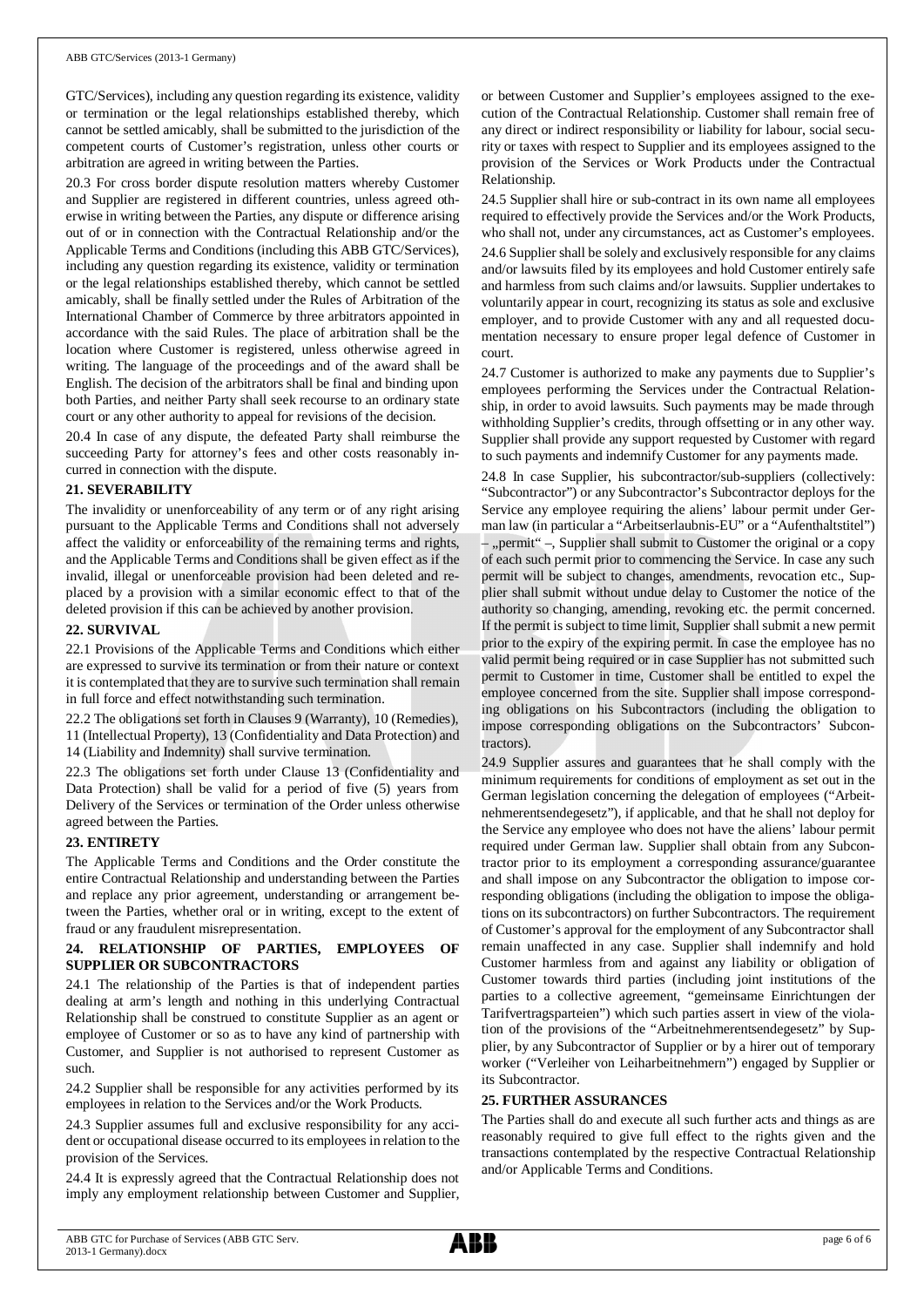GTC/Services), including any question regarding its existence, validity or termination or the legal relationships established thereby, which cannot be settled amicably, shall be submitted to the jurisdiction of the competent courts of Customer's registration, unless other courts or arbitration are agreed in writing between the Parties.

20.3 For cross border dispute resolution matters whereby Customer and Supplier are registered in different countries, unless agreed otherwise in writing between the Parties, any dispute or difference arising out of or in connection with the Contractual Relationship and/or the Applicable Terms and Conditions (including this ABB GTC/Services), including any question regarding its existence, validity or termination or the legal relationships established thereby, which cannot be settled amicably, shall be finally settled under the Rules of Arbitration of the International Chamber of Commerce by three arbitrators appointed in accordance with the said Rules. The place of arbitration shall be the location where Customer is registered, unless otherwise agreed in writing. The language of the proceedings and of the award shall be English. The decision of the arbitrators shall be final and binding upon both Parties, and neither Party shall seek recourse to an ordinary state court or any other authority to appeal for revisions of the decision.

20.4 In case of any dispute, the defeated Party shall reimburse the succeeding Party for attorney's fees and other costs reasonably incurred in connection with the dispute.

## 21. SEVERABILITY

The invalidity or unenforceability of any term or of any right arising pursuant to the Applicable Terms and Conditions shall not adversely affect the validity or enforceability of the remaining terms and rights, and the Applicable Terms and Conditions shall be given effect as if the invalid, illegal or unenforceable provision had been deleted and replaced by a provision with a similar economic effect to that of the deleted provision if this can be achieved by another provision.

## 22. SURVIVAL

22.1 Provisions of the Applicable Terms and Conditions which either are expressed to survive its termination or from their nature or context it is contemplated that they are to survive such termination shall remain in full force and effect notwithstanding such termination.

22.2 The obligations set forth in Clauses 9 (Warranty), 10 (Remedies), 11 (Intellectual Property), 13 (Confidentiality and Data Protection) and 14 (Liability and Indemnity) shall survive termination.

22.3 The obligations set forth under Clause 13 (Confidentiality and Data Protection) shall be valid for a period of five (5) years from Delivery of the Services or termination of the Order unless otherwise agreed between the Parties.

## 23. ENTIRETY

The Applicable Terms and Conditions and the Order constitute the entire Contractual Relationship and understanding between the Parties and replace any prior agreement, understanding or arrangement between the Parties, whether oral or in writing, except to the extent of fraud or any fraudulent misrepresentation.

## 24. RELATIONSHIP OF PARTIES, EMPLOYEES OF SUPPLIER OR SUBCONTRACTORS

24.1 The relationship of the Parties is that of independent parties dealing at arm's length and nothing in this underlying Contractual Relationship shall be construed to constitute Supplier as an agent or employee of Customer or so as to have any kind of partnership with Customer, and Supplier is not authorised to represent Customer as such.

24.2 Supplier shall be responsible for any activities performed by its employees in relation to the Services and/or the Work Products.

24.3 Supplier assumes full and exclusive responsibility for any accident or occupational disease occurred to its employees in relation to the provision of the Services.

24.4 It is expressly agreed that the Contractual Relationship does not imply any employment relationship between Customer and Supplier, or between Customer and Supplier's employees assigned to the execution of the Contractual Relationship. Customer shall remain free of any direct or indirect responsibility or liability for labour, social security or taxes with respect to Supplier and its employees assigned to the provision of the Services or Work Products under the Contractual Relationship.

24.5 Supplier shall hire or sub-contract in its own name all employees required to effectively provide the Services and/or the Work Products, who shall not, under any circumstances, act as Customer's employees.

24.6 Supplier shall be solely and exclusively responsible for any claims and/or lawsuits filed by its employees and hold Customer entirely safe and harmless from such claims and/or lawsuits. Supplier undertakes to voluntarily appear in court, recognizing its status as sole and exclusive employer, and to provide Customer with any and all requested documentation necessary to ensure proper legal defence of Customer in court.

24.7 Customer is authorized to make any payments due to Supplier's employees performing the Services under the Contractual Relationship, in order to avoid lawsuits. Such payments may be made through withholding Supplier's credits, through offsetting or in any other way. Supplier shall provide any support requested by Customer with regard to such payments and indemnify Customer for any payments made.

24.8 In case Supplier, his subcontractor/sub-suppliers (collectively: "Subcontractor") or any Subcontractor's Subcontractor deploys for the Service any employee requiring the aliens' labour permit under German law (in particular a "Arbeitserlaubnis-EU" or a "Aufenthaltstitel") – „permit" –, Supplier shall submit to Customer the original or a copy of each such permit prior to commencing the Service. In case any such permit will be subject to changes, amendments, revocation etc., Supplier shall submit without undue delay to Customer the notice of the authority so changing, amending, revoking etc. the permit concerned. If the permit is subject to time limit, Supplier shall submit a new permit prior to the expiry of the expiring permit. In case the employee has no valid permit being required or in case Supplier has not submitted such permit to Customer in time, Customer shall be entitled to expel the employee concerned from the site. Supplier shall impose corresponding obligations on his Subcontractors (including the obligation to impose corresponding obligations on the Subcontractors' Subcontractors).

24.9 Supplier assures and guarantees that he shall comply with the minimum requirements for conditions of employment as set out in the German legislation concerning the delegation of employees ("Arbeitnehmerentsendegesetz"), if applicable, and that he shall not deploy for the Service any employee who does not have the aliens' labour permit required under German law. Supplier shall obtain from any Subcontractor prior to its employment a corresponding assurance/guarantee and shall impose on any Subcontractor the obligation to impose corresponding obligations (including the obligation to impose the obligations on its subcontractors) on further Subcontractors. The requirement of Customer's approval for the employment of any Subcontractor shall remain unaffected in any case. Supplier shall indemnify and hold Customer harmless from and against any liability or obligation of Customer towards third parties (including joint institutions of the parties to a collective agreement, "gemeinsame Einrichtungen der Tarifvertragsparteien") which such parties assert in view of the violation of the provisions of the "Arbeitnehmerentsendegesetz" by Supplier, by any Subcontractor of Supplier or by a hirer out of temporary worker ("Verleiher von Leiharbeitnehmern") engaged by Supplier or its Subcontractor.

## 25. FURTHER ASSURANCES

The Parties shall do and execute all such further acts and things as are reasonably required to give full effect to the rights given and the transactions contemplated by the respective Contractual Relationship and/or Applicable Terms and Conditions.